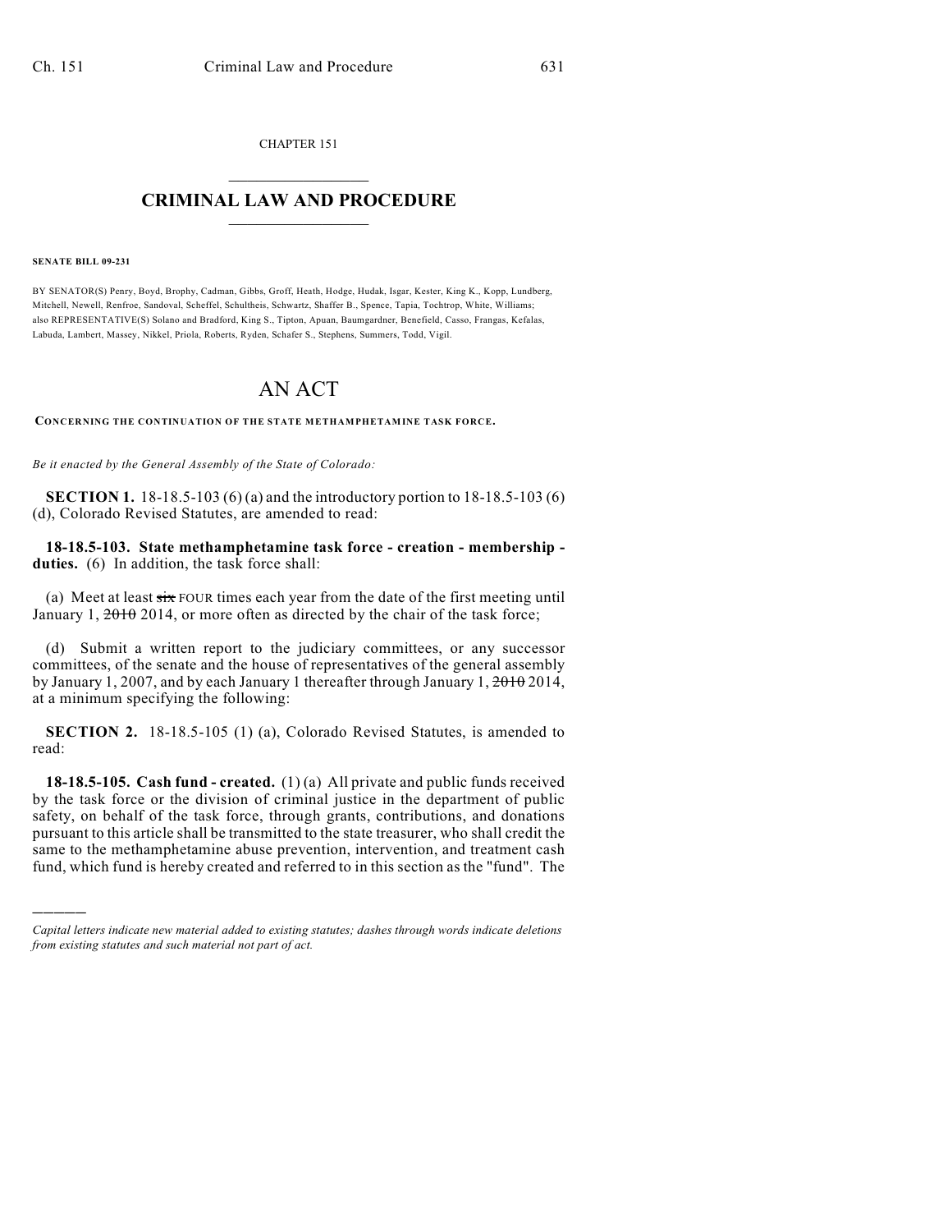CHAPTER 151

# CRIMINAL LAW AND PROCEDURE

**SENATE BILL 09-231**

BY SENATOR(S) Penry, Boyd, Brophy, Cadman, Gibbs, Groff, Heath, Hodge, Hudak, Isgar, Kester, King K., Kopp, Lundberg, Mitchell, Newell, Renfroe, Sandoval, Scheffel, Schultheis, Schwartz, Shaffer B., Spence, Tapia, Tochtrop, White, Williams; also REPRESENTATIVE(S) Solano and Bradford, King S., Tipton, Apuan, Baumgardner, Benefield, Casso, Frangas, Kefalas, Labuda, Lambert, Massey, Nikkel, Priola, Roberts, Ryden, Schafer S., Stephens, Summers, Todd, Vigil.

# AN ACT

CONCERNING THE CONTINUATION OF THE STATE METHAMPHETAMINE TASK FORCE.

*Be it enacted by the General Assembly of the State of Colorado:*

**SECTION 1.** 18-18.5-103 (6) (a) and the introductory portion to 18-18.5-103 (6) (d), Colorado Revised Statutes, are amended to read:

**18-18.5-103. State methamphetamine task force - creation - membership - duties.** (6) In addition, the task force shall:

(a) Meet at least ~~six~~ FOUR times each year from the date of the first meeting until January 1, ~~2010~~ 2014, or more often as directed by the chair of the task force;

(d) Submit a written report to the judiciary committees, or any successor committees, of the senate and the house of representatives of the general assembly by January 1, 2007, and by each January 1 thereafter through January 1, ~~2010~~ 2014, at a minimum specifying the following:

**SECTION 2.** 18-18.5-105 (1) (a), Colorado Revised Statutes, is amended to read:

**18-18.5-105. Cash fund - created.** (1) (a) All private and public funds received by the task force or the division of criminal justice in the department of public safety, on behalf of the task force, through grants, contributions, and donations pursuant to this article shall be transmitted to the state treasurer, who shall credit the same to the methamphetamine abuse prevention, intervention, and treatment cash fund, which fund is hereby created and referred to in this section as the "fund". The

---

*Capital letters indicate new material added to existing statutes; dashes through words indicate deletions from existing statutes and such material not part of act.*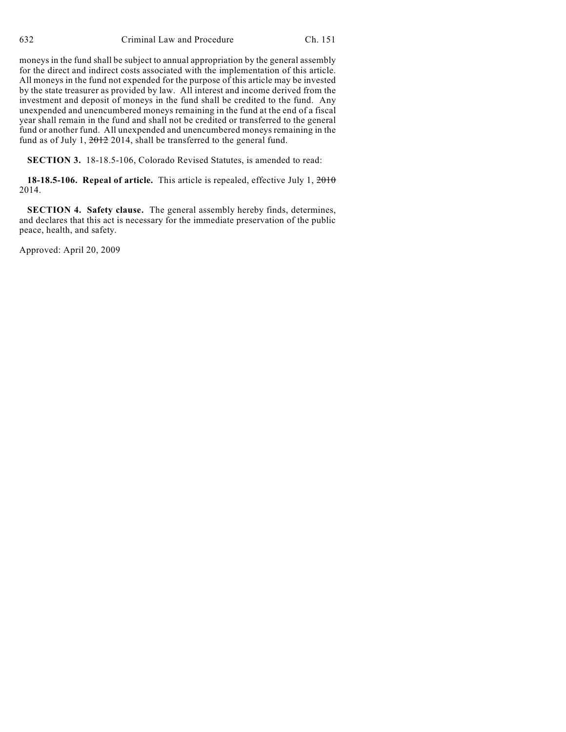moneys in the fund shall be subject to annual appropriation by the general assembly for the direct and indirect costs associated with the implementation of this article. All moneys in the fund not expended for the purpose of this article may be invested by the state treasurer as provided by law. All interest and income derived from the investment and deposit of moneys in the fund shall be credited to the fund. Any unexpended and unencumbered moneys remaining in the fund at the end of a fiscal year shall remain in the fund and shall not be credited or transferred to the general fund or another fund. All unexpended and unencumbered moneys remaining in the fund as of July 1, ~~2012~~ 2014, shall be transferred to the general fund.

**SECTION 3.** 18-18.5-106, Colorado Revised Statutes, is amended to read:

**18-18.5-106. Repeal of article.** This article is repealed, effective July 1, ~~2010~~ 2014.

**SECTION 4. Safety clause.** The general assembly hereby finds, determines, and declares that this act is necessary for the immediate preservation of the public peace, health, and safety.

Approved: April 20, 2009